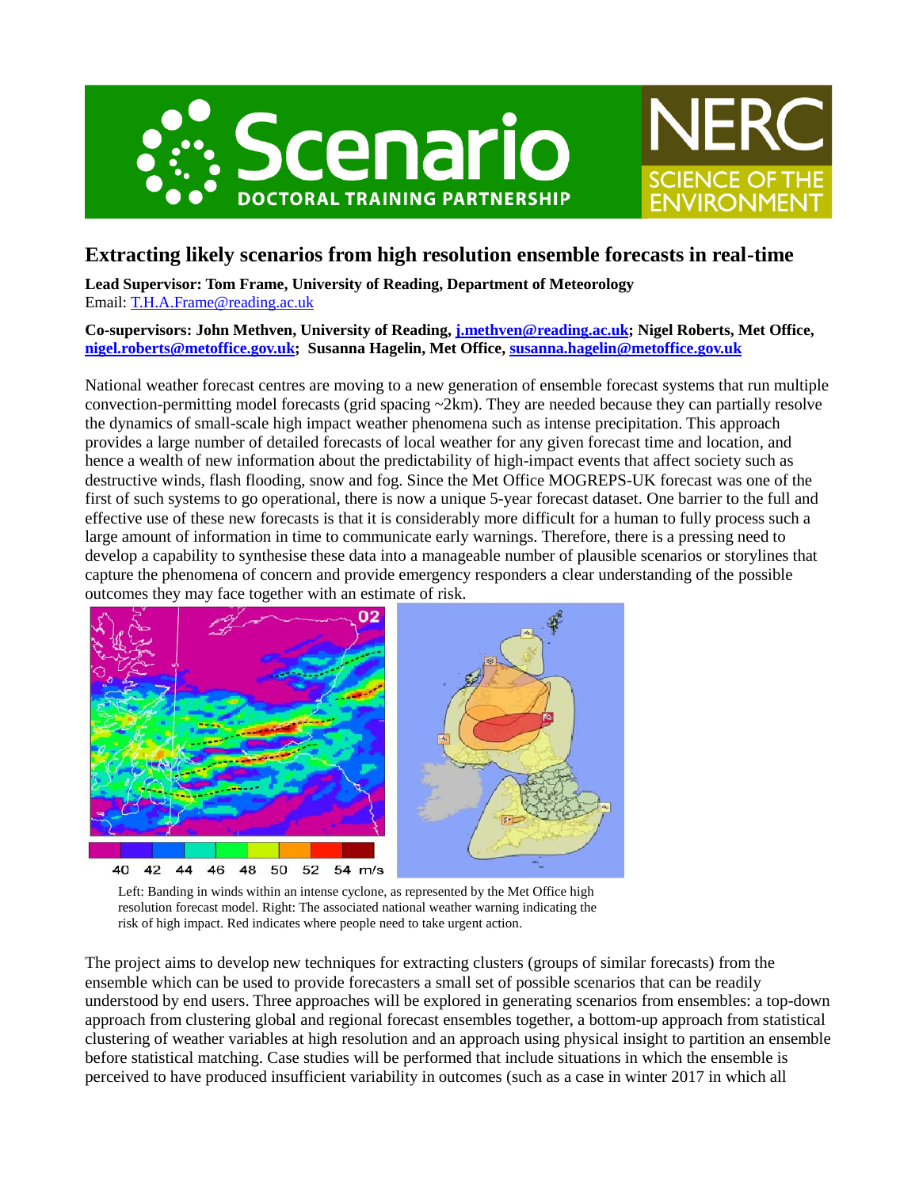# Extracting likely scenarios from high resolution ensemble forecasts in real-time

**Lead Supervisor: Tom Frame, University of Reading, Department of Meteorology**
Email: T.H.A.Frame@reading.ac.uk

**Co-supervisors: John Methven, University of Reading, j.methven@reading.ac.uk; Nigel Roberts, Met Office, nigel.roberts@metoffice.gov.uk; Susanna Hagelin, Met Office, susanna.hagelin@metoffice.gov.uk**

National weather forecast centres are moving to a new generation of ensemble forecast systems that run multiple convection-permitting model forecasts (grid spacing ~2km). They are needed because they can partially resolve the dynamics of small-scale high impact weather phenomena such as intense precipitation. This approach provides a large number of detailed forecasts of local weather for any given forecast time and location, and hence a wealth of new information about the predictability of high-impact events that affect society such as destructive winds, flash flooding, snow and fog. Since the Met Office MOGREPS-UK forecast was one of the first of such systems to go operational, there is now a unique 5-year forecast dataset. One barrier to the full and effective use of these new forecasts is that it is considerably more difficult for a human to fully process such a large amount of information in time to communicate early warnings. Therefore, there is a pressing need to develop a capability to synthesise these data into a manageable number of plausible scenarios or storylines that capture the phenomena of concern and provide emergency responders a clear understanding of the possible outcomes they may face together with an estimate of risk.

Left: Banding in winds within an intense cyclone, as represented by the Met Office high resolution forecast model. Right: The associated national weather warning indicating the risk of high impact. Red indicates where people need to take urgent action.

The project aims to develop new techniques for extracting clusters (groups of similar forecasts) from the ensemble which can be used to provide forecasters a small set of possible scenarios that can be readily understood by end users. Three approaches will be explored in generating scenarios from ensembles: a top-down approach from clustering global and regional forecast ensembles together, a bottom-up approach from statistical clustering of weather variables at high resolution and an approach using physical insight to partition an ensemble before statistical matching. Case studies will be performed that include situations in which the ensemble is perceived to have produced insufficient variability in outcomes (such as a case in winter 2017 in which all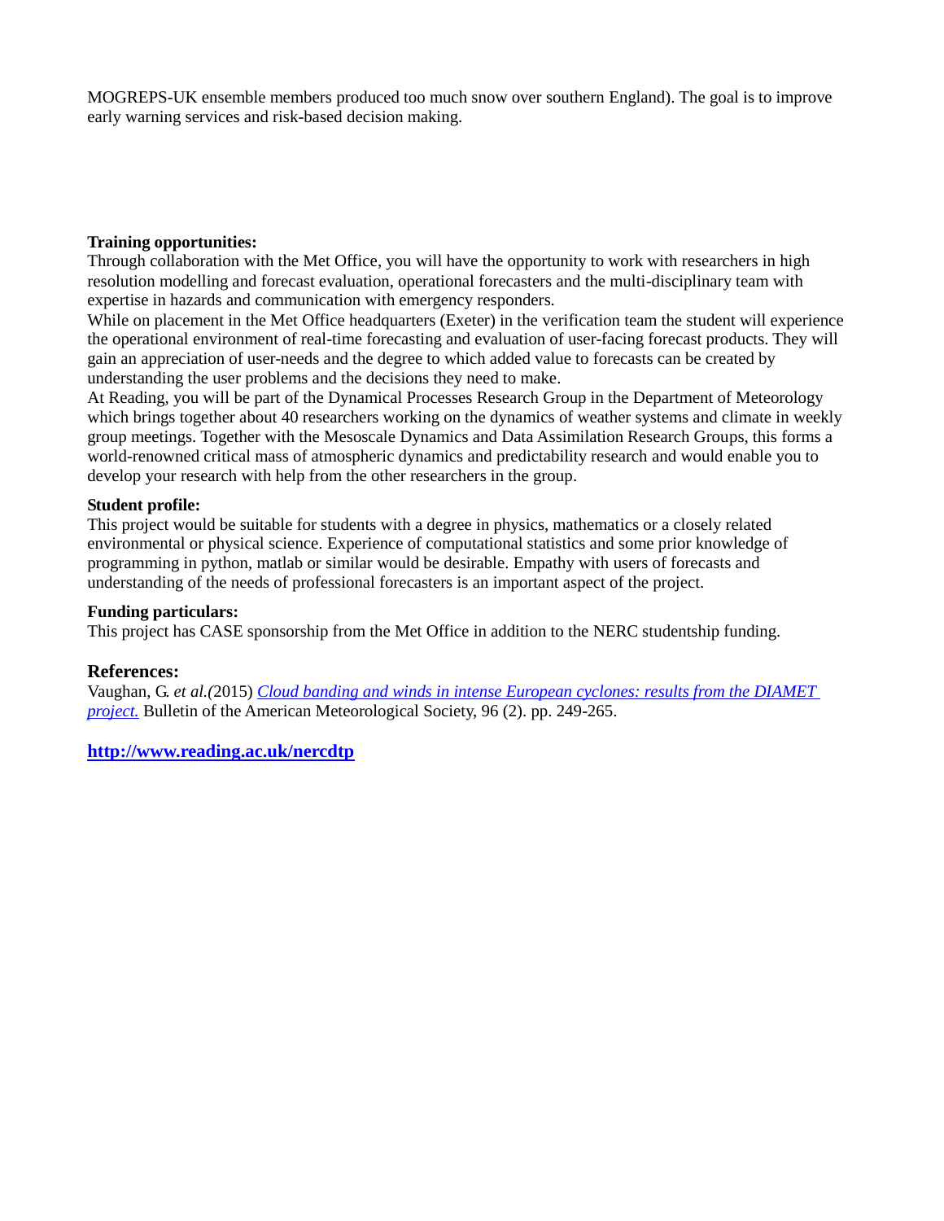MOGREPS-UK ensemble members produced too much snow over southern England). The goal is to improve early warning services and risk-based decision making.

**Training opportunities:**

Through collaboration with the Met Office, you will have the opportunity to work with researchers in high resolution modelling and forecast evaluation, operational forecasters and the multi-disciplinary team with expertise in hazards and communication with emergency responders.

While on placement in the Met Office headquarters (Exeter) in the verification team the student will experience the operational environment of real-time forecasting and evaluation of user-facing forecast products. They will gain an appreciation of user-needs and the degree to which added value to forecasts can be created by understanding the user problems and the decisions they need to make.

At Reading, you will be part of the Dynamical Processes Research Group in the Department of Meteorology which brings together about 40 researchers working on the dynamics of weather systems and climate in weekly group meetings. Together with the Mesoscale Dynamics and Data Assimilation Research Groups, this forms a world-renowned critical mass of atmospheric dynamics and predictability research and would enable you to develop your research with help from the other researchers in the group.

**Student profile:**

This project would be suitable for students with a degree in physics, mathematics or a closely related environmental or physical science. Experience of computational statistics and some prior knowledge of programming in python, matlab or similar would be desirable. Empathy with users of forecasts and understanding of the needs of professional forecasters is an important aspect of the project.

**Funding particulars:**

This project has CASE sponsorship from the Met Office in addition to the NERC studentship funding.

## References:

Vaughan, G. *et al.(*2015) *Cloud banding and winds in intense European cyclones: results from the DIAMET project.* Bulletin of the American Meteorological Society, 96 (2). pp. 249-265.

**http://www.reading.ac.uk/nercdtp**